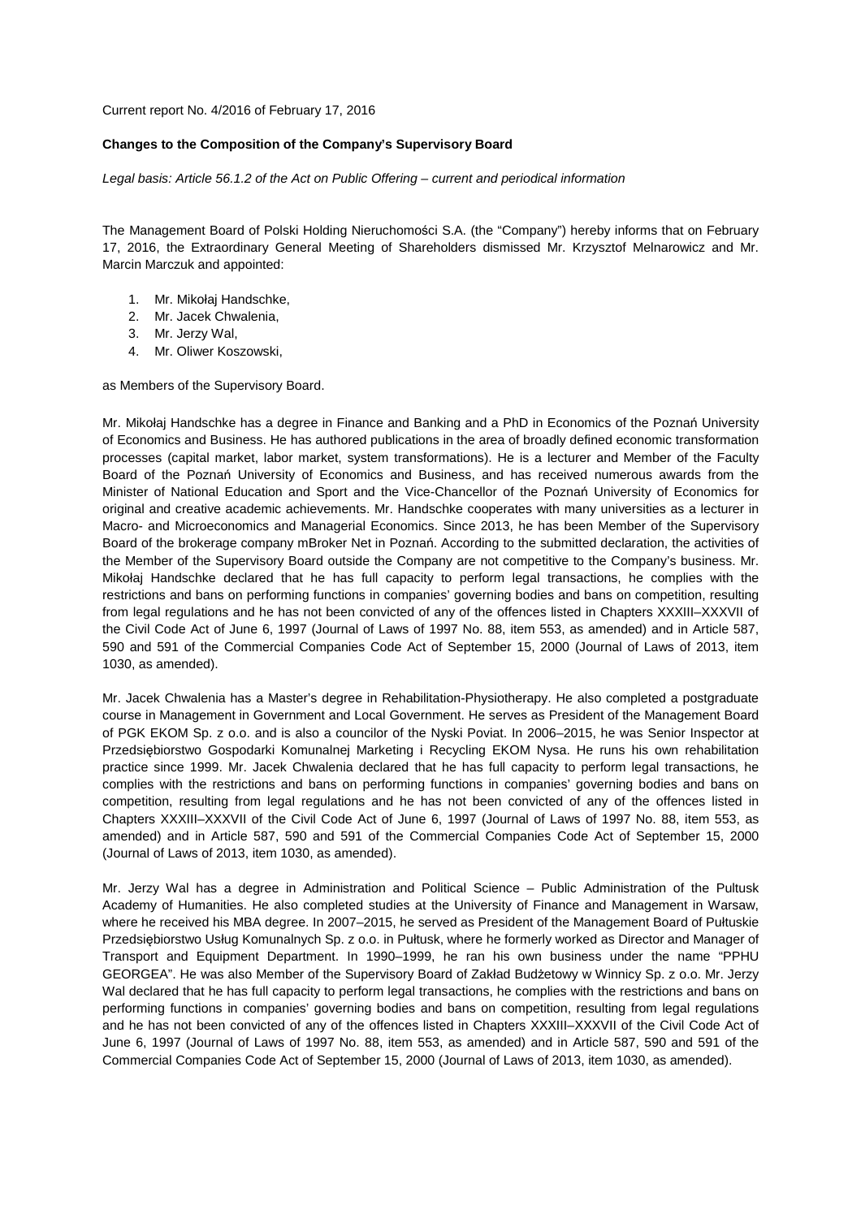Current report No. 4/2016 of February 17, 2016

**Changes to the Composition of the Company's Supervisory Board**

*Legal basis: Article 56.1.2 of the Act on Public Offering – current and periodical information*

The Management Board of Polski Holding Nieruchomości S.A. (the "Company") hereby informs that on February 17, 2016, the Extraordinary General Meeting of Shareholders dismissed Mr. Krzysztof Melnarowicz and Mr. Marcin Marczuk and appointed:

1. Mr. Mikołaj Handschke,
2. Mr. Jacek Chwalenia,
3. Mr. Jerzy Wal,
4. Mr. Oliwer Koszowski,

as Members of the Supervisory Board.

Mr. Mikołaj Handschke has a degree in Finance and Banking and a PhD in Economics of the Poznań University of Economics and Business. He has authored publications in the area of broadly defined economic transformation processes (capital market, labor market, system transformations). He is a lecturer and Member of the Faculty Board of the Poznań University of Economics and Business, and has received numerous awards from the Minister of National Education and Sport and the Vice-Chancellor of the Poznań University of Economics for original and creative academic achievements. Mr. Handschke cooperates with many universities as a lecturer in Macro- and Microeconomics and Managerial Economics. Since 2013, he has been Member of the Supervisory Board of the brokerage company mBroker Net in Poznań. According to the submitted declaration, the activities of the Member of the Supervisory Board outside the Company are not competitive to the Company's business. Mr. Mikołaj Handschke declared that he has full capacity to perform legal transactions, he complies with the restrictions and bans on performing functions in companies' governing bodies and bans on competition, resulting from legal regulations and he has not been convicted of any of the offences listed in Chapters XXXIII–XXXVII of the Civil Code Act of June 6, 1997 (Journal of Laws of 1997 No. 88, item 553, as amended) and in Article 587, 590 and 591 of the Commercial Companies Code Act of September 15, 2000 (Journal of Laws of 2013, item 1030, as amended).

Mr. Jacek Chwalenia has a Master's degree in Rehabilitation-Physiotherapy. He also completed a postgraduate course in Management in Government and Local Government. He serves as President of the Management Board of PGK EKOM Sp. z o.o. and is also a councilor of the Nyski Poviat. In 2006–2015, he was Senior Inspector at Przedsiębiorstwo Gospodarki Komunalnej Marketing i Recycling EKOM Nysa. He runs his own rehabilitation practice since 1999. Mr. Jacek Chwalenia declared that he has full capacity to perform legal transactions, he complies with the restrictions and bans on performing functions in companies' governing bodies and bans on competition, resulting from legal regulations and he has not been convicted of any of the offences listed in Chapters XXXIII–XXXVII of the Civil Code Act of June 6, 1997 (Journal of Laws of 1997 No. 88, item 553, as amended) and in Article 587, 590 and 591 of the Commercial Companies Code Act of September 15, 2000 (Journal of Laws of 2013, item 1030, as amended).

Mr. Jerzy Wal has a degree in Administration and Political Science – Public Administration of the Pultusk Academy of Humanities. He also completed studies at the University of Finance and Management in Warsaw, where he received his MBA degree. In 2007–2015, he served as President of the Management Board of Pułtuskie Przedsiębiorstwo Usług Komunalnych Sp. z o.o. in Pułtusk, where he formerly worked as Director and Manager of Transport and Equipment Department. In 1990–1999, he ran his own business under the name "PPHU GEORGEA". He was also Member of the Supervisory Board of Zakład Budżetowy w Winnicy Sp. z o.o. Mr. Jerzy Wal declared that he has full capacity to perform legal transactions, he complies with the restrictions and bans on performing functions in companies' governing bodies and bans on competition, resulting from legal regulations and he has not been convicted of any of the offences listed in Chapters XXXIII–XXXVII of the Civil Code Act of June 6, 1997 (Journal of Laws of 1997 No. 88, item 553, as amended) and in Article 587, 590 and 591 of the Commercial Companies Code Act of September 15, 2000 (Journal of Laws of 2013, item 1030, as amended).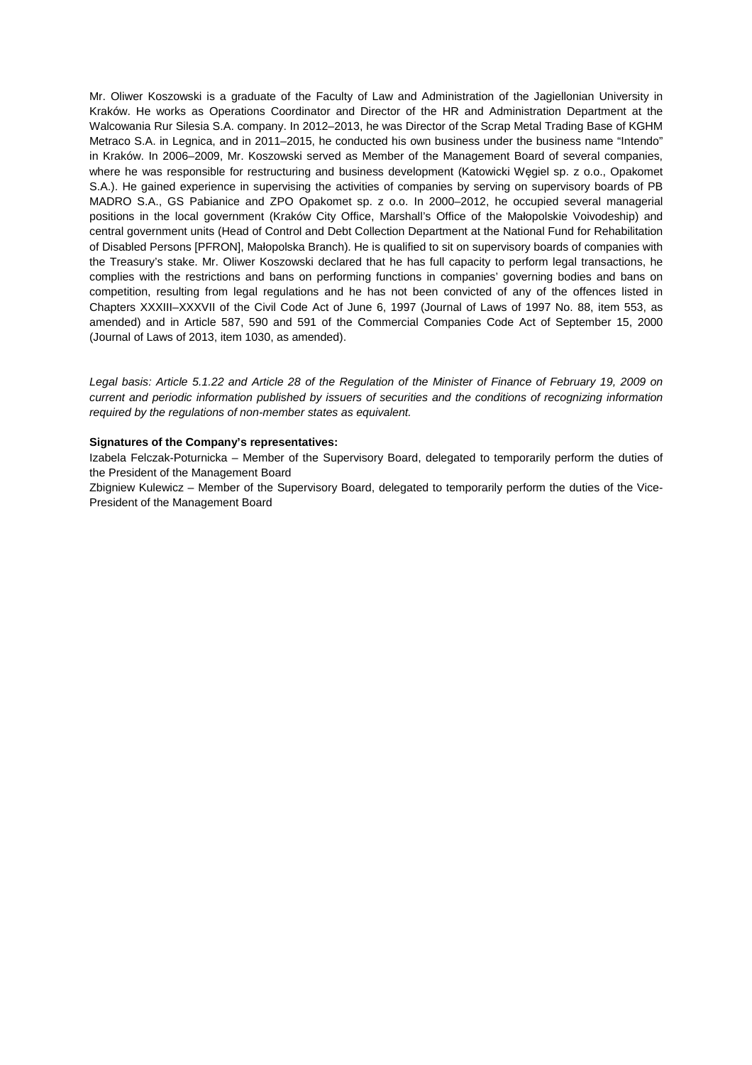Mr. Oliwer Koszowski is a graduate of the Faculty of Law and Administration of the Jagiellonian University in Kraków. He works as Operations Coordinator and Director of the HR and Administration Department at the Walcowania Rur Silesia S.A. company. In 2012–2013, he was Director of the Scrap Metal Trading Base of KGHM Metraco S.A. in Legnica, and in 2011–2015, he conducted his own business under the business name "Intendo" in Kraków. In 2006–2009, Mr. Koszowski served as Member of the Management Board of several companies, where he was responsible for restructuring and business development (Katowicki Węgiel sp. z o.o., Opakomet S.A.). He gained experience in supervising the activities of companies by serving on supervisory boards of PB MADRO S.A., GS Pabianice and ZPO Opakomet sp. z o.o. In 2000–2012, he occupied several managerial positions in the local government (Kraków City Office, Marshall's Office of the Małopolskie Voivodeship) and central government units (Head of Control and Debt Collection Department at the National Fund for Rehabilitation of Disabled Persons [PFRON], Małopolska Branch). He is qualified to sit on supervisory boards of companies with the Treasury's stake. Mr. Oliwer Koszowski declared that he has full capacity to perform legal transactions, he complies with the restrictions and bans on performing functions in companies' governing bodies and bans on competition, resulting from legal regulations and he has not been convicted of any of the offences listed in Chapters XXXIII–XXXVII of the Civil Code Act of June 6, 1997 (Journal of Laws of 1997 No. 88, item 553, as amended) and in Article 587, 590 and 591 of the Commercial Companies Code Act of September 15, 2000 (Journal of Laws of 2013, item 1030, as amended).

*Legal basis: Article 5.1.22 and Article 28 of the Regulation of the Minister of Finance of February 19, 2009 on current and periodic information published by issuers of securities and the conditions of recognizing information required by the regulations of non-member states as equivalent.*

**Signatures of the Company's representatives:**

Izabela Felczak-Poturnicka – Member of the Supervisory Board, delegated to temporarily perform the duties of the President of the Management Board

Zbigniew Kulewicz – Member of the Supervisory Board, delegated to temporarily perform the duties of the Vice-President of the Management Board